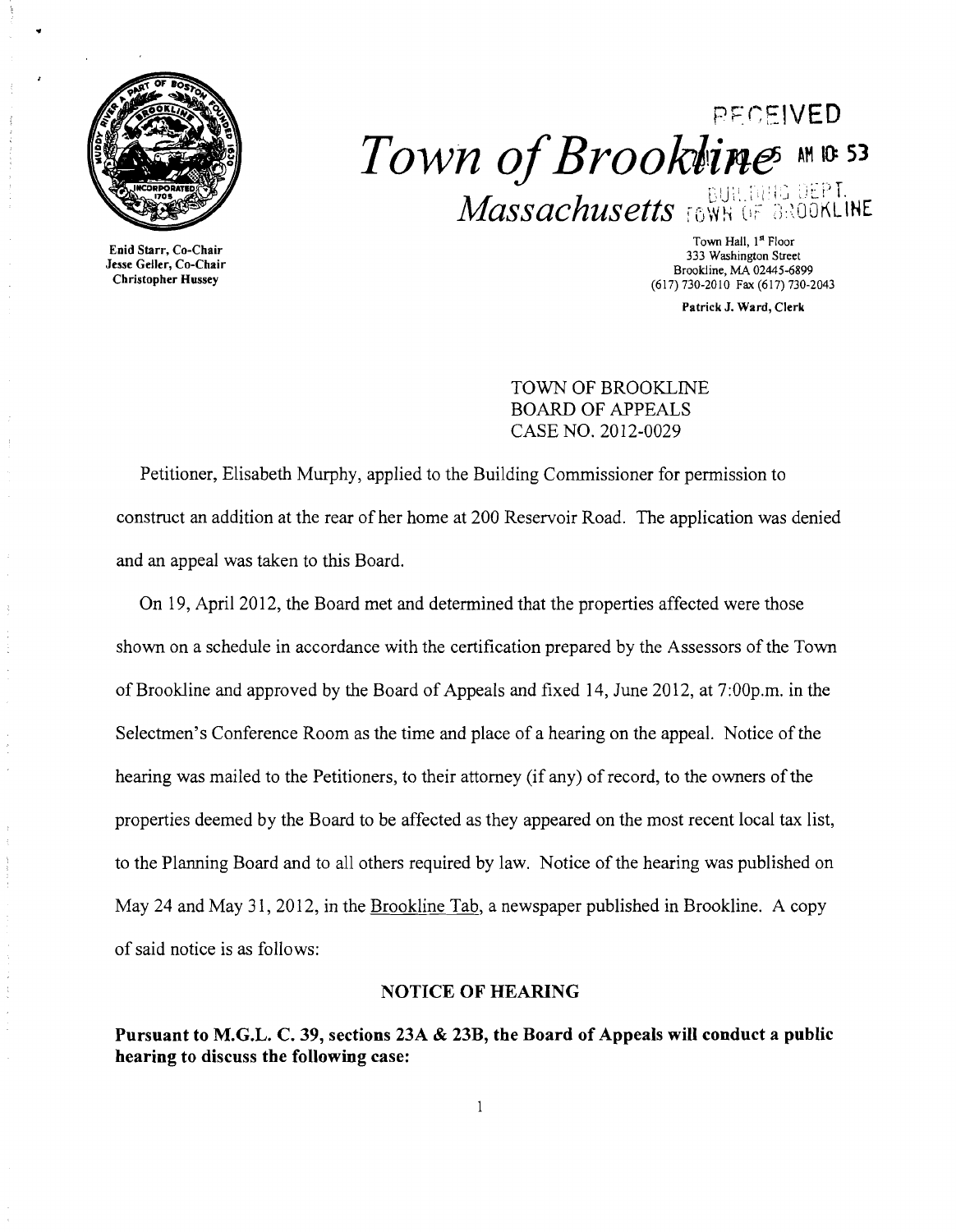RECEIVED

# Town of Brookline

## Massachusetts

BUILDING DEPT. TOWN OF BROOKLINE

Enid Starr, Co-Chair
Jesse Geller, Co-Chair
Christopher Hussey

Town Hall, 1st Floor
333 Washington Street
Brookline, MA 02445-6899
(617) 730-2010 Fax (617) 730-2043

Patrick J. Ward, Clerk

TOWN OF BROOKLINE
BOARD OF APPEALS
CASE NO. 2012-0029

Petitioner, Elisabeth Murphy, applied to the Building Commissioner for permission to construct an addition at the rear of her home at 200 Reservoir Road. The application was denied and an appeal was taken to this Board.

On 19, April 2012, the Board met and determined that the properties affected were those shown on a schedule in accordance with the certification prepared by the Assessors of the Town of Brookline and approved by the Board of Appeals and fixed 14, June 2012, at 7:00p.m. in the Selectmen's Conference Room as the time and place of a hearing on the appeal. Notice of the hearing was mailed to the Petitioners, to their attorney (if any) of record, to the owners of the properties deemed by the Board to be affected as they appeared on the most recent local tax list, to the Planning Board and to all others required by law. Notice of the hearing was published on May 24 and May 31, 2012, in the Brookline Tab, a newspaper published in Brookline. A copy of said notice is as follows:

### NOTICE OF HEARING

**Pursuant to M.G.L. C. 39, sections 23A & 23B, the Board of Appeals will conduct a public hearing to discuss the following case:**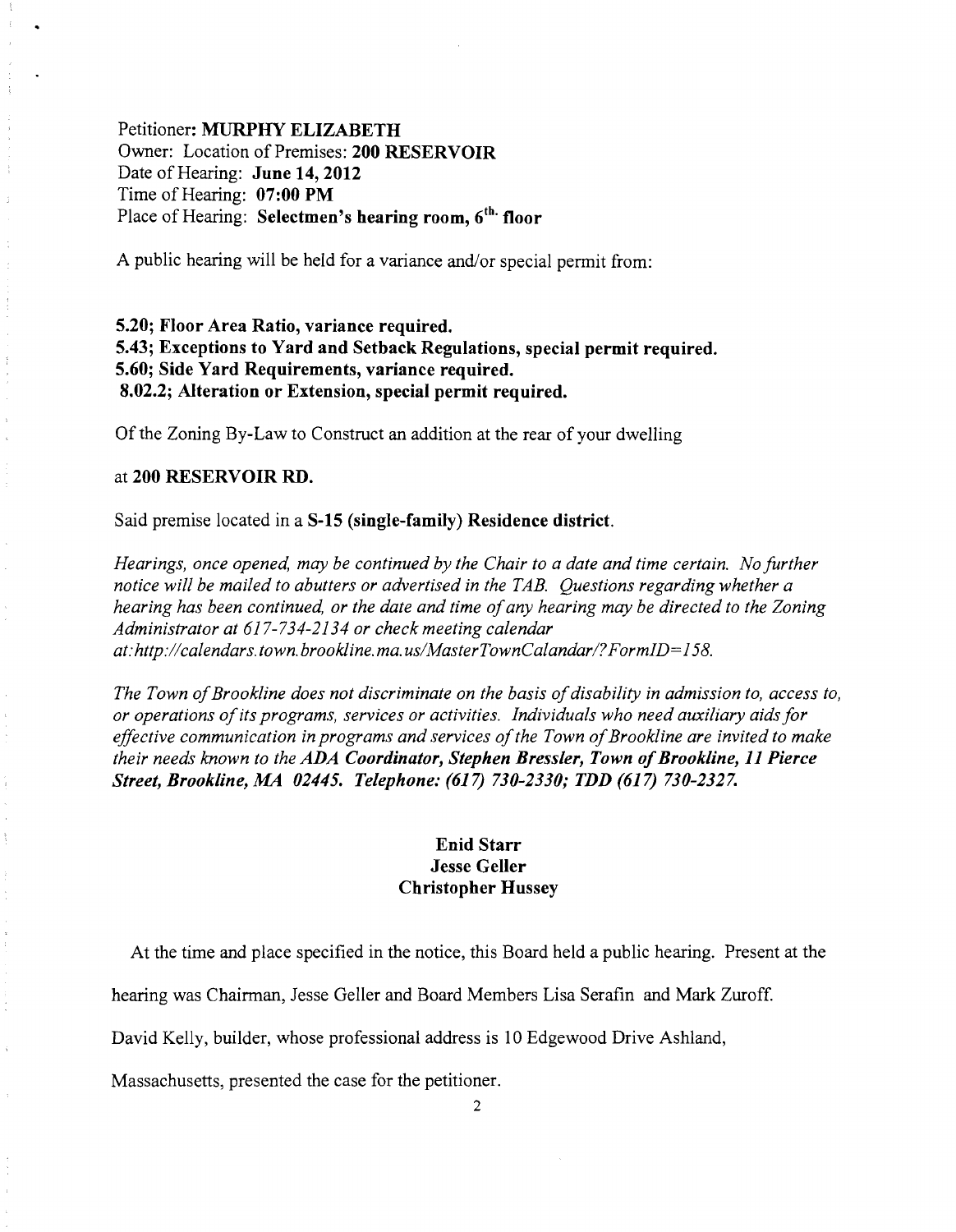Petitioner: **MURPHY ELIZABETH**
Owner: Location of Premises: **200 RESERVOIR**
Date of Hearing: **June 14, 2012**
Time of Hearing: **07:00 PM**
Place of Hearing: **Selectmen's hearing room, 6th. floor**

A public hearing will be held for a variance and/or special permit from:

**5.20; Floor Area Ratio, variance required.**
**5.43; Exceptions to Yard and Setback Regulations, special permit required.**
**5.60; Side Yard Requirements, variance required.**
**8.02.2; Alteration or Extension, special permit required.**

Of the Zoning By-Law to Construct an addition at the rear of your dwelling

at **200 RESERVOIR RD.**

Said premise located in a **S-15 (single-family) Residence district**.

*Hearings, once opened, may be continued by the Chair to a date and time certain. No further notice will be mailed to abutters or advertised in the TAB. Questions regarding whether a hearing has been continued, or the date and time of any hearing may be directed to the Zoning Administrator at 617-734-2134 or check meeting calendar at: http://calendars.town.brookline.ma.us/MasterTownCalandar/?FormID=158.*

*The Town of Brookline does not discriminate on the basis of disability in admission to, access to, or operations of its programs, services or activities. Individuals who need auxiliary aids for effective communication in programs and services of the Town of Brookline are invited to make their needs known to the* ***ADA Coordinator, Stephen Bressler, Town of Brookline, 11 Pierce Street, Brookline, MA 02445. Telephone: (617) 730-2330; TDD (617) 730-2327.***

**Enid Starr**
**Jesse Geller**
**Christopher Hussey**

At the time and place specified in the notice, this Board held a public hearing. Present at the hearing was Chairman, Jesse Geller and Board Members Lisa Serafin and Mark Zuroff. David Kelly, builder, whose professional address is 10 Edgewood Drive Ashland, Massachusetts, presented the case for the petitioner.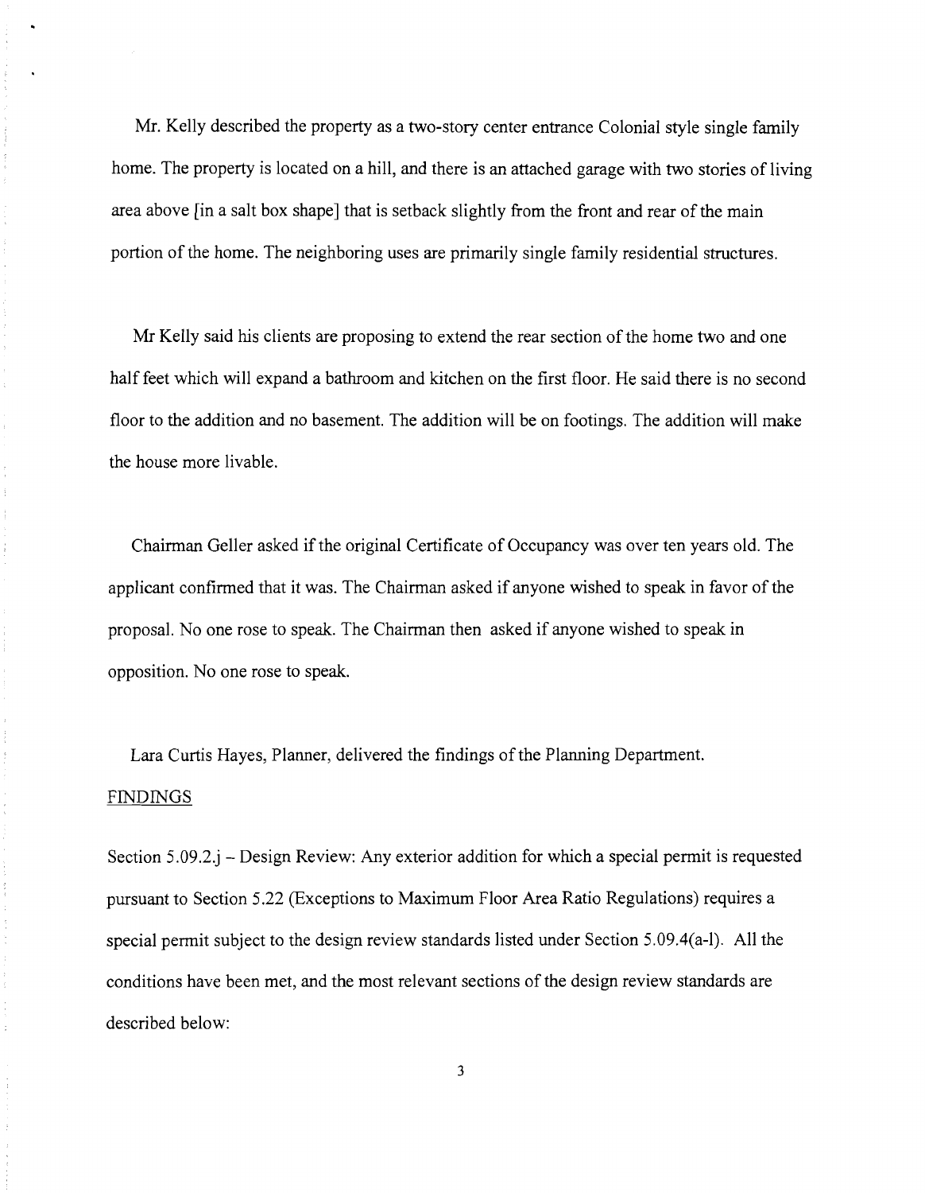Mr. Kelly described the property as a two-story center entrance Colonial style single family home. The property is located on a hill, and there is an attached garage with two stories of living area above [in a salt box shape] that is setback slightly from the front and rear of the main portion of the home. The neighboring uses are primarily single family residential structures.

Mr Kelly said his clients are proposing to extend the rear section of the home two and one half feet which will expand a bathroom and kitchen on the first floor. He said there is no second floor to the addition and no basement. The addition will be on footings. The addition will make the house more livable.

Chairman Geller asked if the original Certificate of Occupancy was over ten years old. The applicant confirmed that it was. The Chairman asked if anyone wished to speak in favor of the proposal. No one rose to speak. The Chairman then asked if anyone wished to speak in opposition. No one rose to speak.

Lara Curtis Hayes, Planner, delivered the findings of the Planning Department.

FINDINGS

Section 5.09.2.j – Design Review: Any exterior addition for which a special permit is requested pursuant to Section 5.22 (Exceptions to Maximum Floor Area Ratio Regulations) requires a special permit subject to the design review standards listed under Section 5.09.4(a-l). All the conditions have been met, and the most relevant sections of the design review standards are described below: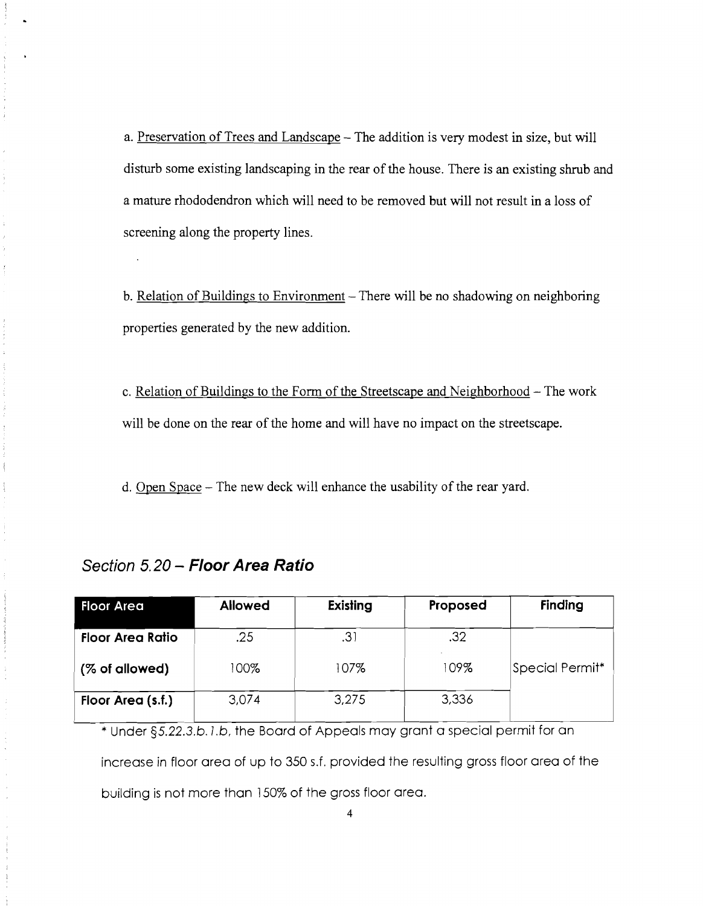a. <u>Preservation of Trees and Landscape</u> – The addition is very modest in size, but will disturb some existing landscaping in the rear of the house. There is an existing shrub and a mature rhododendron which will need to be removed but will not result in a loss of screening along the property lines.

b. <u>Relation of Buildings to Environment</u> – There will be no shadowing on neighboring properties generated by the new addition.

c. <u>Relation of Buildings to the Form of the Streetscape and Neighborhood</u> – The work will be done on the rear of the home and will have no impact on the streetscape.

d. <u>Open Space</u> – The new deck will enhance the usability of the rear yard.

## *Section 5.20 – **Floor Area Ratio***

| Floor Area | Allowed | Existing | Proposed | Finding |
|---|---|---|---|---|
| **Floor Area Ratio** | .25 | .31 | .32 | |
| **(% of allowed)** | 100% | 107% | 109% | Special Permit* |
| **Floor Area (s.f.)** | 3,074 | 3,275 | 3,336 | |

* Under *§5.22.3.b.1.b*, the Board of Appeals may grant a special permit for an increase in floor area of up to 350 s.f. provided the resulting gross floor area of the building is not more than 150% of the gross floor area.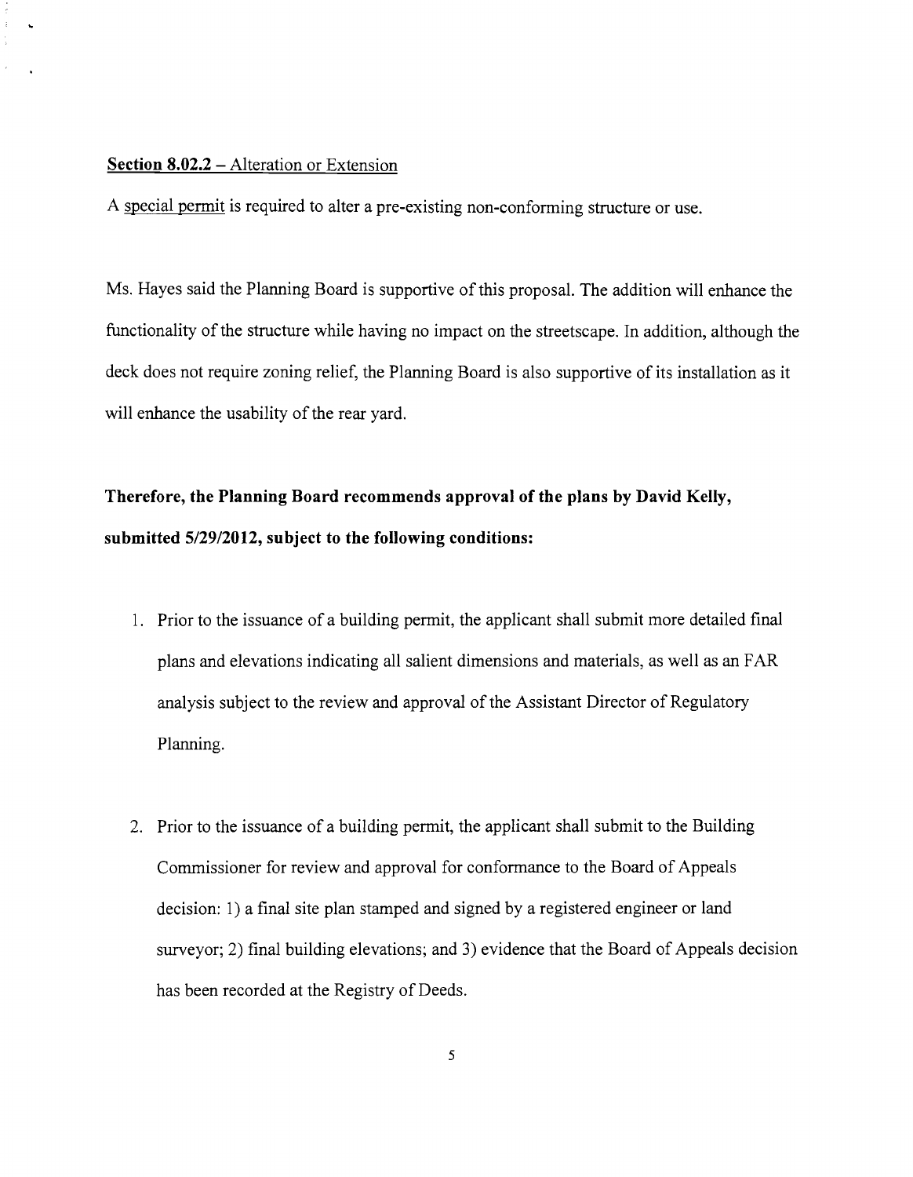**Section 8.02.2** – Alteration or Extension

A special permit is required to alter a pre-existing non-conforming structure or use.

Ms. Hayes said the Planning Board is supportive of this proposal. The addition will enhance the functionality of the structure while having no impact on the streetscape. In addition, although the deck does not require zoning relief, the Planning Board is also supportive of its installation as it will enhance the usability of the rear yard.

**Therefore, the Planning Board recommends approval of the plans by David Kelly, submitted 5/29/2012, subject to the following conditions:**

1. Prior to the issuance of a building permit, the applicant shall submit more detailed final plans and elevations indicating all salient dimensions and materials, as well as an FAR analysis subject to the review and approval of the Assistant Director of Regulatory Planning.

2. Prior to the issuance of a building permit, the applicant shall submit to the Building Commissioner for review and approval for conformance to the Board of Appeals decision: 1) a final site plan stamped and signed by a registered engineer or land surveyor; 2) final building elevations; and 3) evidence that the Board of Appeals decision has been recorded at the Registry of Deeds.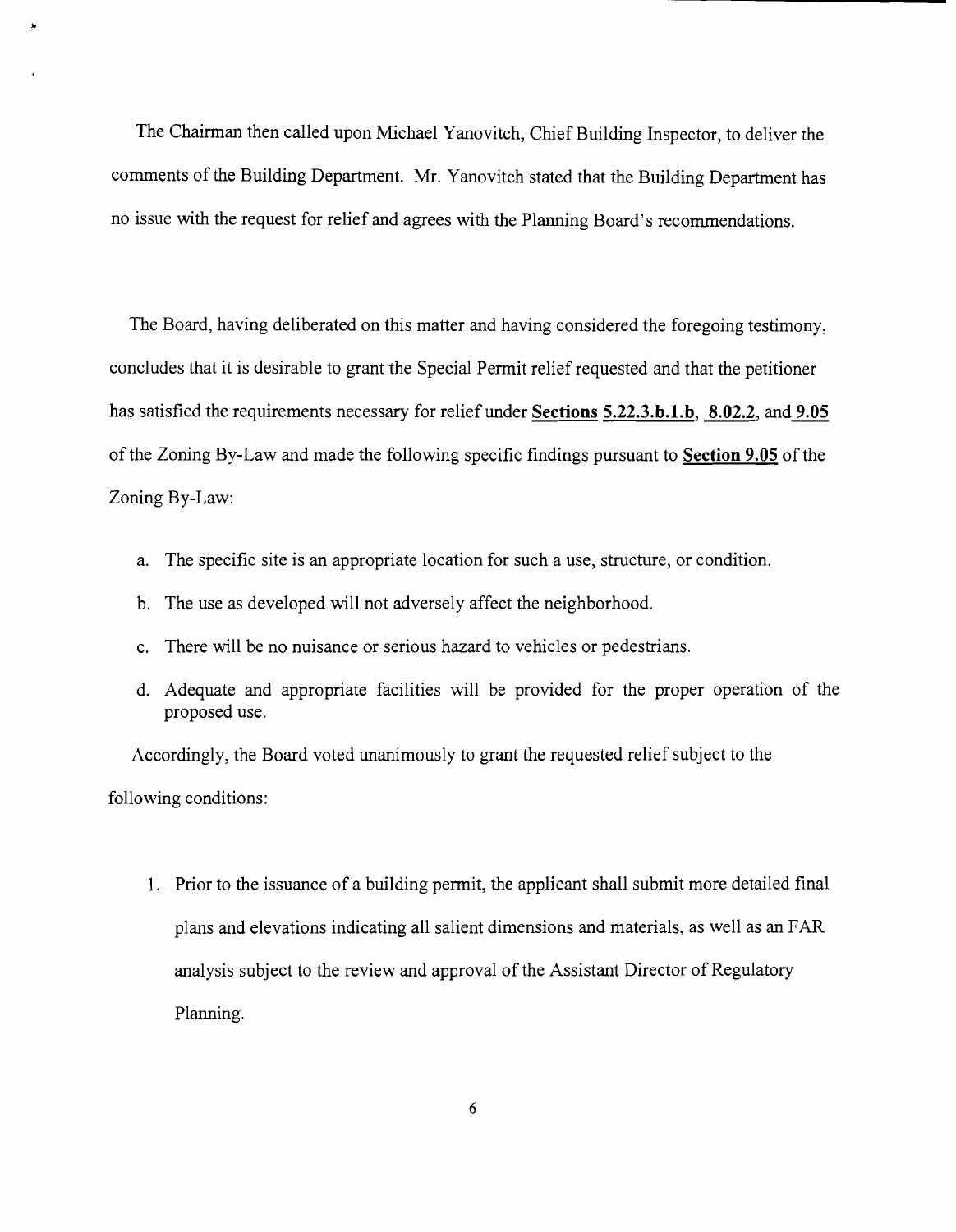The Chairman then called upon Michael Yanovitch, Chief Building Inspector, to deliver the comments of the Building Department. Mr. Yanovitch stated that the Building Department has no issue with the request for relief and agrees with the Planning Board's recommendations.

The Board, having deliberated on this matter and having considered the foregoing testimony, concludes that it is desirable to grant the Special Permit relief requested and that the petitioner has satisfied the requirements necessary for relief under **Sections 5.22.3.b.1.b**, **8.02.2**, and **9.05** of the Zoning By-Law and made the following specific findings pursuant to **Section 9.05** of the Zoning By-Law:

a. The specific site is an appropriate location for such a use, structure, or condition.

b. The use as developed will not adversely affect the neighborhood.

c. There will be no nuisance or serious hazard to vehicles or pedestrians.

d. Adequate and appropriate facilities will be provided for the proper operation of the proposed use.

Accordingly, the Board voted unanimously to grant the requested relief subject to the following conditions:

1. Prior to the issuance of a building permit, the applicant shall submit more detailed final plans and elevations indicating all salient dimensions and materials, as well as an FAR analysis subject to the review and approval of the Assistant Director of Regulatory Planning.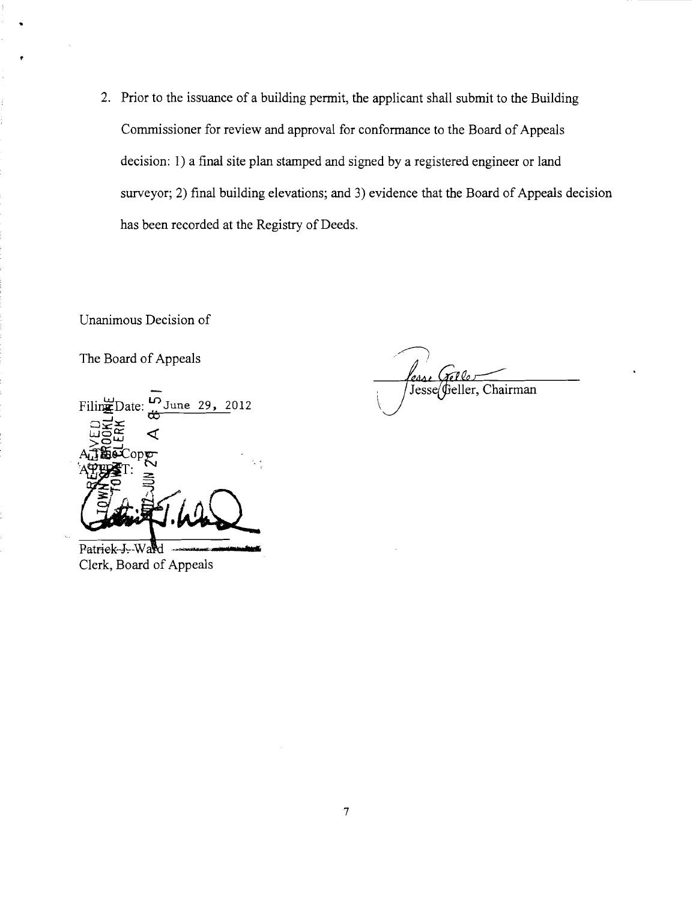2. Prior to the issuance of a building permit, the applicant shall submit to the Building Commissioner for review and approval for conformance to the Board of Appeals decision: 1) a final site plan stamped and signed by a registered engineer or land surveyor; 2) final building elevations; and 3) evidence that the Board of Appeals decision has been recorded at the Registry of Deeds.

Unanimous Decision of

The Board of Appeals

Filing Date: June 29, 2012

A True Copy

ATTEST:

RECEIVED
TOWN OF BROOKLINE
TOWN CLERK
2012 JUN 29 A 8:51

Patrick J. Ward
Clerk, Board of Appeals

Jesse Geller, Chairman